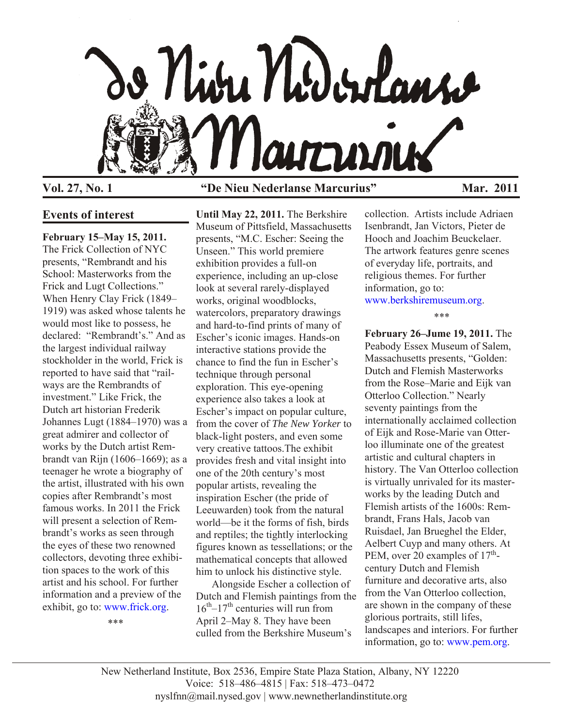# De Nieu Nederlanse Marcurius

**Vol. 27, No. 1** **"De Nieu Nederlanse Marcurius"** **Mar. 2011**

## Events of interest

**February 15–May 15, 2011.** The Frick Collection of NYC presents, "Rembrandt and his School: Masterworks from the Frick and Lugt Collections." When Henry Clay Frick (1849–1919) was asked whose talents he would most like to possess, he declared: "Rembrandt's." And as the largest individual railway stockholder in the world, Frick is reported to have said that "railways are the Rembrandts of investment." Like Frick, the Dutch art historian Frederik Johannes Lugt (1884–1970) was a great admirer and collector of works by the Dutch artist Rembrandt van Rijn (1606–1669); as a teenager he wrote a biography of the artist, illustrated with his own copies after Rembrandt's most famous works. In 2011 the Frick will present a selection of Rembrandt's works as seen through the eyes of these two renowned collectors, devoting three exhibition spaces to the work of this artist and his school. For further information and a preview of the exhibit, go to: www.frick.org.

\*\*\*

**Until May 22, 2011.** The Berkshire Museum of Pittsfield, Massachusetts presents, "M.C. Escher: Seeing the Unseen." This world premiere exhibition provides a full-on experience, including an up-close look at several rarely-displayed works, original woodblocks, watercolors, preparatory drawings and hard-to-find prints of many of Escher's iconic images. Hands-on interactive stations provide the chance to find the fun in Escher's technique through personal exploration. This eye-opening experience also takes a look at Escher's impact on popular culture, from the cover of *The New Yorker* to black-light posters, and even some very creative tattoos.The exhibit provides fresh and vital insight into one of the 20th century's most popular artists, revealing the inspiration Escher (the pride of Leeuwarden) took from the natural world—be it the forms of fish, birds and reptiles; the tightly interlocking figures known as tessellations; or the mathematical concepts that allowed him to unlock his distinctive style.

Alongside Escher a collection of Dutch and Flemish paintings from the 16th–17th centuries will run from April 2–May 8. They have been culled from the Berkshire Museum's collection. Artists include Adriaen Isenbrandt, Jan Victors, Pieter de Hooch and Joachim Beuckelaer. The artwork features genre scenes of everyday life, portraits, and religious themes. For further information, go to: www.berkshiremuseum.org.

\*\*\*

**February 26–Jume 19, 2011.** The Peabody Essex Museum of Salem, Massachusetts presents, "Golden: Dutch and Flemish Masterworks from the Rose–Marie and Eijk van Otterloo Collection." Nearly seventy paintings from the internationally acclaimed collection of Eijk and Rose-Marie van Otterloo illuminate one of the greatest artistic and cultural chapters in history. The Van Otterloo collection is virtually unrivaled for its masterworks by the leading Dutch and Flemish artists of the 1600s: Rembrandt, Frans Hals, Jacob van Ruisdael, Jan Brueghel the Elder, Aelbert Cuyp and many others. At PEM, over 20 examples of 17th-century Dutch and Flemish furniture and decorative arts, also from the Van Otterloo collection, are shown in the company of these glorious portraits, still lifes, landscapes and interiors. For further information, go to: www.pem.org.

New Netherland Institute, Box 2536, Empire State Plaza Station, Albany, NY 12220
Voice: 518–486–4815 | Fax: 518–473–0472
nyslfnn@mail.nysed.gov | www.newnetherlandinstitute.org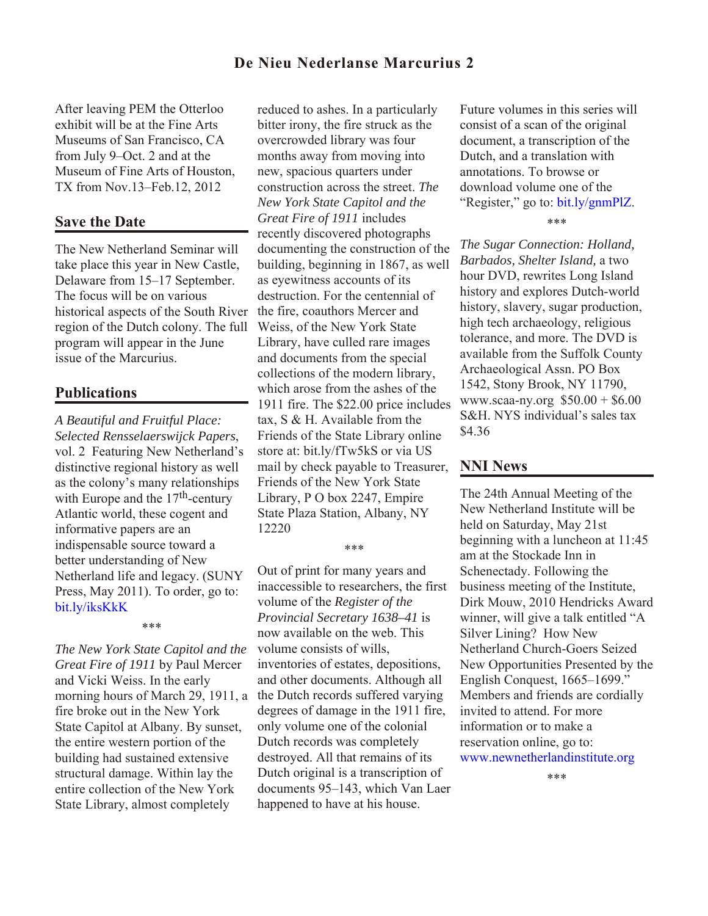After leaving PEM the Otterloo exhibit will be at the Fine Arts Museums of San Francisco, CA from July 9–Oct. 2 and at the Museum of Fine Arts of Houston, TX from Nov.13–Feb.12, 2012

## Save the Date

The New Netherland Seminar will take place this year in New Castle, Delaware from 15–17 September. The focus will be on various historical aspects of the South River region of the Dutch colony. The full program will appear in the June issue of the Marcurius.

## Publications

*A Beautiful and Fruitful Place: Selected Rensselaerswijck Papers*, vol. 2 Featuring New Netherland's distinctive regional history as well as the colony's many relationships with Europe and the 17th-century Atlantic world, these cogent and informative papers are an indispensable source toward a better understanding of New Netherland life and legacy. (SUNY Press, May 2011). To order, go to: bit.ly/iksKkK

\*\*\*

*The New York State Capitol and the Great Fire of 1911* by Paul Mercer and Vicki Weiss. In the early morning hours of March 29, 1911, a fire broke out in the New York State Capitol at Albany. By sunset, the entire western portion of the building had sustained extensive structural damage. Within lay the entire collection of the New York State Library, almost completely reduced to ashes. In a particularly bitter irony, the fire struck as the overcrowded library was four months away from moving into new, spacious quarters under construction across the street. *The New York State Capitol and the Great Fire of 1911* includes recently discovered photographs documenting the construction of the building, beginning in 1867, as well as eyewitness accounts of its destruction. For the centennial of the fire, coauthors Mercer and Weiss, of the New York State Library, have culled rare images and documents from the special collections of the modern library, which arose from the ashes of the 1911 fire. The $22.00 price includes tax, S & H. Available from the Friends of the State Library online store at: bit.ly/fTw5kS or via US mail by check payable to Treasurer, Friends of the New York State Library, P O box 2247, Empire State Plaza Station, Albany, NY 12220

\*\*\*

Out of print for many years and inaccessible to researchers, the first volume of the *Register of the Provincial Secretary 1638–41* is now available on the web. This volume consists of wills, inventories of estates, depositions, and other documents. Although all the Dutch records suffered varying degrees of damage in the 1911 fire, only volume one of the colonial Dutch records was completely destroyed. All that remains of its Dutch original is a transcription of documents 95–143, which Van Laer happened to have at his house. Future volumes in this series will consist of a scan of the original document, a transcription of the Dutch, and a translation with annotations. To browse or download volume one of the "Register," go to: bit.ly/gnmPlZ.

\*\*\*

*The Sugar Connection: Holland, Barbados, Shelter Island,* a two hour DVD, rewrites Long Island history and explores Dutch-world history, slavery, sugar production, high tech archaeology, religious tolerance, and more. The DVD is available from the Suffolk County Archaeological Assn. PO Box 1542, Stony Brook, NY 11790, www.scaa-ny.org $50.00 + $6.00 S&H. NYS individual's sales tax $4.36

## NNI News

The 24th Annual Meeting of the New Netherland Institute will be held on Saturday, May 21st beginning with a luncheon at 11:45 am at the Stockade Inn in Schenectady. Following the business meeting of the Institute, Dirk Mouw, 2010 Hendricks Award winner, will give a talk entitled "A Silver Lining? How New Netherland Church-Goers Seized New Opportunities Presented by the English Conquest, 1665–1699." Members and friends are cordially invited to attend. For more information or to make a reservation online, go to: www.newnetherlandinstitute.org

\*\*\*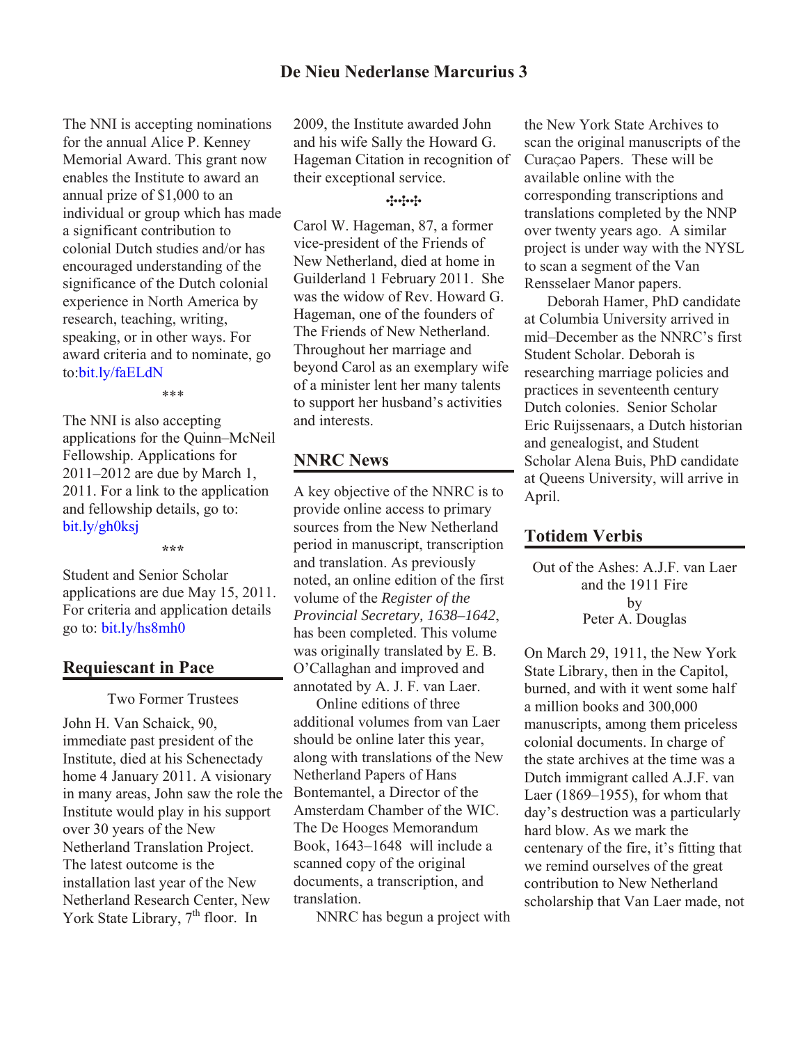The NNI is accepting nominations for the annual Alice P. Kenney Memorial Award. This grant now enables the Institute to award an annual prize of $1,000 to an individual or group which has made a significant contribution to colonial Dutch studies and/or has encouraged understanding of the significance of the Dutch colonial experience in North America by research, teaching, writing, speaking, or in other ways. For award criteria and to nominate, go to:bit.ly/faELdN

***

The NNI is also accepting applications for the Quinn–McNeil Fellowship. Applications for 2011–2012 are due by March 1, 2011. For a link to the application and fellowship details, go to: bit.ly/gh0ksj

***

Student and Senior Scholar applications are due May 15, 2011. For criteria and application details go to: bit.ly/hs8mh0

## Requiescant in Pace

Two Former Trustees

John H. Van Schaick, 90, immediate past president of the Institute, died at his Schenectady home 4 January 2011. A visionary in many areas, John saw the role the Institute would play in his support over 30 years of the New Netherland Translation Project. The latest outcome is the installation last year of the New Netherland Research Center, New York State Library, 7th floor. In 2009, the Institute awarded John and his wife Sally the Howard G. Hageman Citation in recognition of their exceptional service.

⁂

Carol W. Hageman, 87, a former vice-president of the Friends of New Netherland, died at home in Guilderland 1 February 2011. She was the widow of Rev. Howard G. Hageman, one of the founders of The Friends of New Netherland. Throughout her marriage and beyond Carol as an exemplary wife of a minister lent her many talents to support her husband's activities and interests.

## NNRC News

A key objective of the NNRC is to provide online access to primary sources from the New Netherland period in manuscript, transcription and translation. As previously noted, an online edition of the first volume of the *Register of the Provincial Secretary, 1638–1642*, has been completed. This volume was originally translated by E. B. O'Callaghan and improved and annotated by A. J. F. van Laer.

Online editions of three additional volumes from van Laer should be online later this year, along with translations of the New Netherland Papers of Hans Bontemantel, a Director of the Amsterdam Chamber of the WIC. The De Hooges Memorandum Book, 1643–1648 will include a scanned copy of the original documents, a transcription, and translation.

NNRC has begun a project with the New York State Archives to scan the original manuscripts of the Curaçao Papers. These will be available online with the corresponding transcriptions and translations completed by the NNP over twenty years ago. A similar project is under way with the NYSL to scan a segment of the Van Rensselaer Manor papers.

Deborah Hamer, PhD candidate at Columbia University arrived in mid–December as the NNRC's first Student Scholar. Deborah is researching marriage policies and practices in seventeenth century Dutch colonies. Senior Scholar Eric Ruijssenaars, a Dutch historian and genealogist, and Student Scholar Alena Buis, PhD candidate at Queens University, will arrive in April.

## Totidem Verbis

Out of the Ashes: A.J.F. van Laer and the 1911 Fire
by
Peter A. Douglas

On March 29, 1911, the New York State Library, then in the Capitol, burned, and with it went some half a million books and 300,000 manuscripts, among them priceless colonial documents. In charge of the state archives at the time was a Dutch immigrant called A.J.F. van Laer (1869–1955), for whom that day's destruction was a particularly hard blow. As we mark the centenary of the fire, it's fitting that we remind ourselves of the great contribution to New Netherland scholarship that Van Laer made, not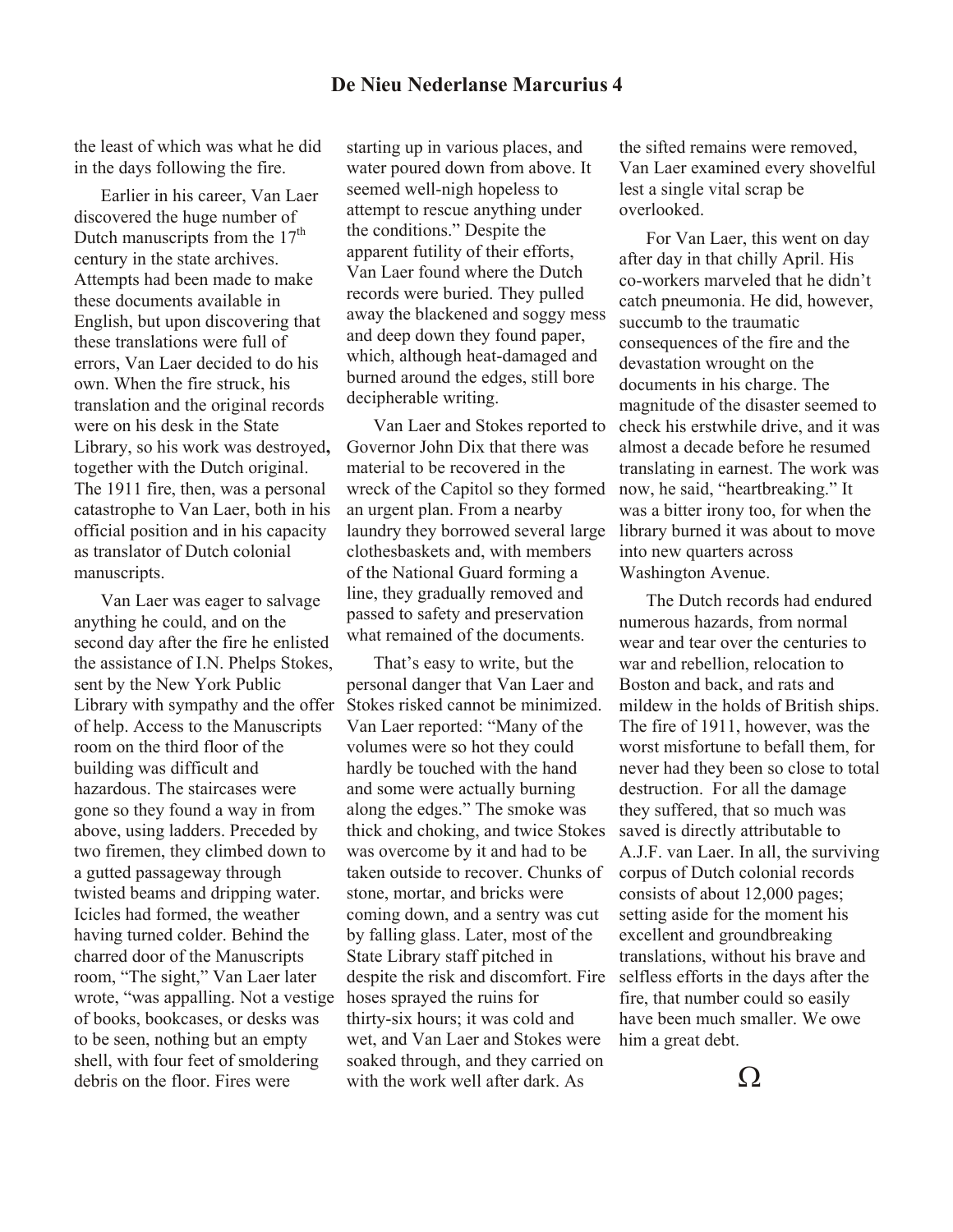the least of which was what he did in the days following the fire.

Earlier in his career, Van Laer discovered the huge number of Dutch manuscripts from the 17th century in the state archives. Attempts had been made to make these documents available in English, but upon discovering that these translations were full of errors, Van Laer decided to do his own. When the fire struck, his translation and the original records were on his desk in the State Library, so his work was destroyed**,** together with the Dutch original. The 1911 fire, then, was a personal catastrophe to Van Laer, both in his official position and in his capacity as translator of Dutch colonial manuscripts.

Van Laer was eager to salvage anything he could, and on the second day after the fire he enlisted the assistance of I.N. Phelps Stokes, sent by the New York Public Library with sympathy and the offer of help. Access to the Manuscripts room on the third floor of the building was difficult and hazardous. The staircases were gone so they found a way in from above, using ladders. Preceded by two firemen, they climbed down to a gutted passageway through twisted beams and dripping water. Icicles had formed, the weather having turned colder. Behind the charred door of the Manuscripts room, "The sight," Van Laer later wrote, "was appalling. Not a vestige of books, bookcases, or desks was to be seen, nothing but an empty shell, with four feet of smoldering debris on the floor. Fires were starting up in various places, and water poured down from above. It seemed well-nigh hopeless to attempt to rescue anything under the conditions." Despite the apparent futility of their efforts, Van Laer found where the Dutch records were buried. They pulled away the blackened and soggy mess and deep down they found paper, which, although heat-damaged and burned around the edges, still bore decipherable writing.

Van Laer and Stokes reported to Governor John Dix that there was material to be recovered in the wreck of the Capitol so they formed an urgent plan. From a nearby laundry they borrowed several large clothesbaskets and, with members of the National Guard forming a line, they gradually removed and passed to safety and preservation what remained of the documents.

That's easy to write, but the personal danger that Van Laer and Stokes risked cannot be minimized. Van Laer reported: "Many of the volumes were so hot they could hardly be touched with the hand and some were actually burning along the edges." The smoke was thick and choking, and twice Stokes was overcome by it and had to be taken outside to recover. Chunks of stone, mortar, and bricks were coming down, and a sentry was cut by falling glass. Later, most of the State Library staff pitched in despite the risk and discomfort. Fire hoses sprayed the ruins for thirty-six hours; it was cold and wet, and Van Laer and Stokes were soaked through, and they carried on with the work well after dark. As the sifted remains were removed, Van Laer examined every shovelful lest a single vital scrap be overlooked.

For Van Laer, this went on day after day in that chilly April. His co-workers marveled that he didn't catch pneumonia. He did, however, succumb to the traumatic consequences of the fire and the devastation wrought on the documents in his charge. The magnitude of the disaster seemed to check his erstwhile drive, and it was almost a decade before he resumed translating in earnest. The work was now, he said, "heartbreaking." It was a bitter irony too, for when the library burned it was about to move into new quarters across Washington Avenue.

The Dutch records had endured numerous hazards, from normal wear and tear over the centuries to war and rebellion, relocation to Boston and back, and rats and mildew in the holds of British ships. The fire of 1911, however, was the worst misfortune to befall them, for never had they been so close to total destruction. For all the damage they suffered, that so much was saved is directly attributable to A.J.F. van Laer. In all, the surviving corpus of Dutch colonial records consists of about 12,000 pages; setting aside for the moment his excellent and groundbreaking translations, without his brave and selfless efforts in the days after the fire, that number could so easily have been much smaller. We owe him a great debt.

Ω